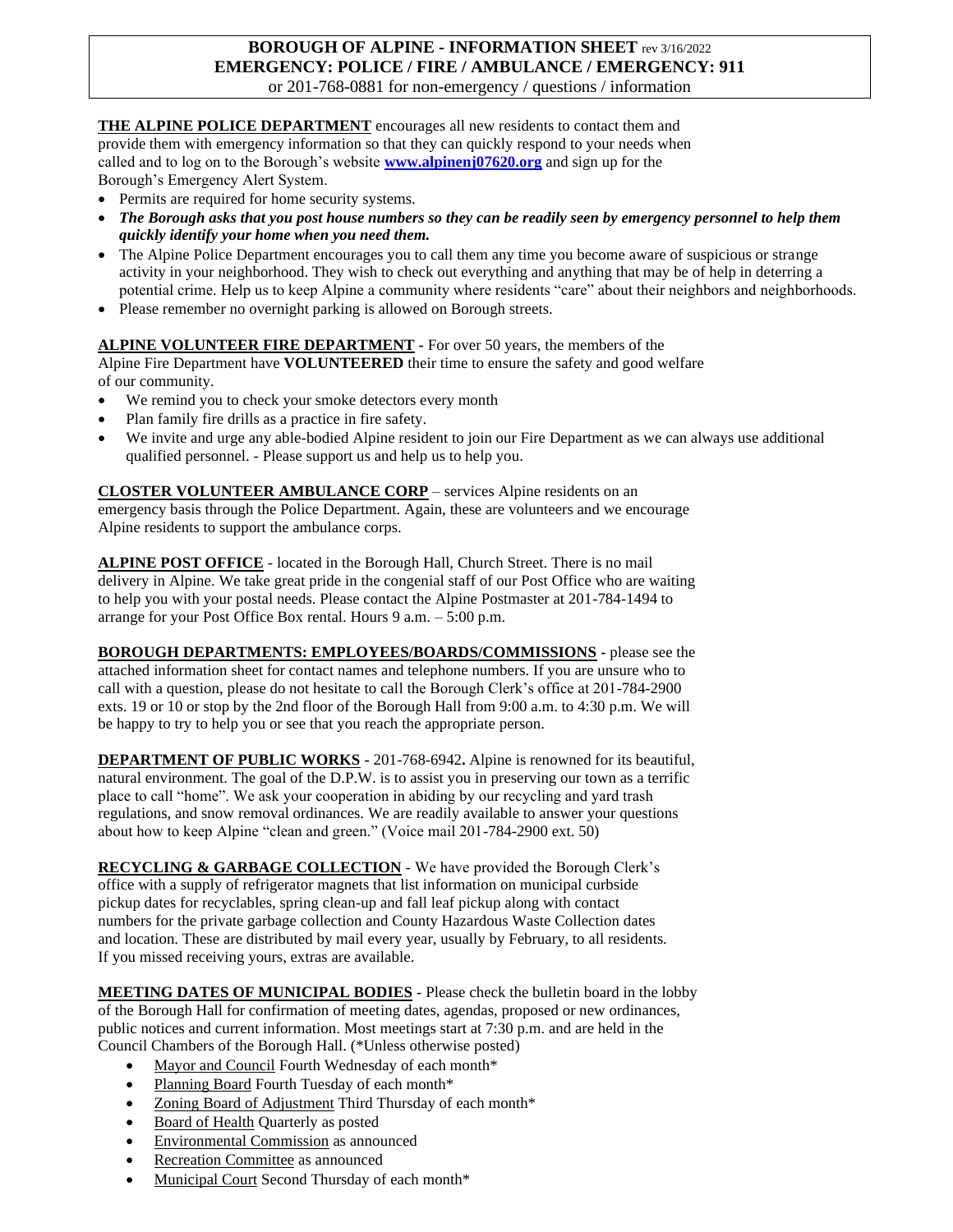**BOROUGH OF ALPINE - INFORMATION SHEET** rev 3/16/2022
**EMERGENCY: POLICE / FIRE / AMBULANCE / EMERGENCY: 911**
or 201-768-0881 for non-emergency / questions / information

**THE ALPINE POLICE DEPARTMENT** encourages all new residents to contact them and provide them with emergency information so that they can quickly respond to your needs when called and to log on to the Borough's website **www.alpinenj07620.org** and sign up for the Borough's Emergency Alert System.

- Permits are required for home security systems.
- ***The Borough asks that you post house numbers so they can be readily seen by emergency personnel to help them quickly identify your home when you need them.***
- The Alpine Police Department encourages you to call them any time you become aware of suspicious or strange activity in your neighborhood. They wish to check out everything and anything that may be of help in deterring a potential crime. Help us to keep Alpine a community where residents "care" about their neighbors and neighborhoods.
- Please remember no overnight parking is allowed on Borough streets.

**ALPINE VOLUNTEER FIRE DEPARTMENT** - For over 50 years, the members of the Alpine Fire Department have **VOLUNTEERED** their time to ensure the safety and good welfare of our community.

- We remind you to check your smoke detectors every month
- Plan family fire drills as a practice in fire safety.
- We invite and urge any able-bodied Alpine resident to join our Fire Department as we can always use additional qualified personnel. - Please support us and help us to help you.

**CLOSTER VOLUNTEER AMBULANCE CORP** – services Alpine residents on an emergency basis through the Police Department. Again, these are volunteers and we encourage Alpine residents to support the ambulance corps.

**ALPINE POST OFFICE** - located in the Borough Hall, Church Street. There is no mail delivery in Alpine. We take great pride in the congenial staff of our Post Office who are waiting to help you with your postal needs. Please contact the Alpine Postmaster at 201-784-1494 to arrange for your Post Office Box rental. Hours 9 a.m. – 5:00 p.m.

**BOROUGH DEPARTMENTS: EMPLOYEES/BOARDS/COMMISSIONS** - please see the attached information sheet for contact names and telephone numbers. If you are unsure who to call with a question, please do not hesitate to call the Borough Clerk's office at 201-784-2900 exts. 19 or 10 or stop by the 2nd floor of the Borough Hall from 9:00 a.m. to 4:30 p.m. We will be happy to try to help you or see that you reach the appropriate person.

**DEPARTMENT OF PUBLIC WORKS** - 201-768-6942**.** Alpine is renowned for its beautiful, natural environment. The goal of the D.P.W. is to assist you in preserving our town as a terrific place to call "home". We ask your cooperation in abiding by our recycling and yard trash regulations, and snow removal ordinances. We are readily available to answer your questions about how to keep Alpine "clean and green." (Voice mail 201-784-2900 ext. 50)

**RECYCLING & GARBAGE COLLECTION** - We have provided the Borough Clerk's office with a supply of refrigerator magnets that list information on municipal curbside pickup dates for recyclables, spring clean-up and fall leaf pickup along with contact numbers for the private garbage collection and County Hazardous Waste Collection dates and location. These are distributed by mail every year, usually by February, to all residents. If you missed receiving yours, extras are available.

**MEETING DATES OF MUNICIPAL BODIES** - Please check the bulletin board in the lobby of the Borough Hall for confirmation of meeting dates, agendas, proposed or new ordinances, public notices and current information. Most meetings start at 7:30 p.m. and are held in the Council Chambers of the Borough Hall. (*Unless otherwise posted)

- Mayor and Council Fourth Wednesday of each month*
- Planning Board Fourth Tuesday of each month*
- Zoning Board of Adjustment Third Thursday of each month*
- Board of Health Quarterly as posted
- Environmental Commission as announced
- Recreation Committee as announced
- Municipal Court Second Thursday of each month*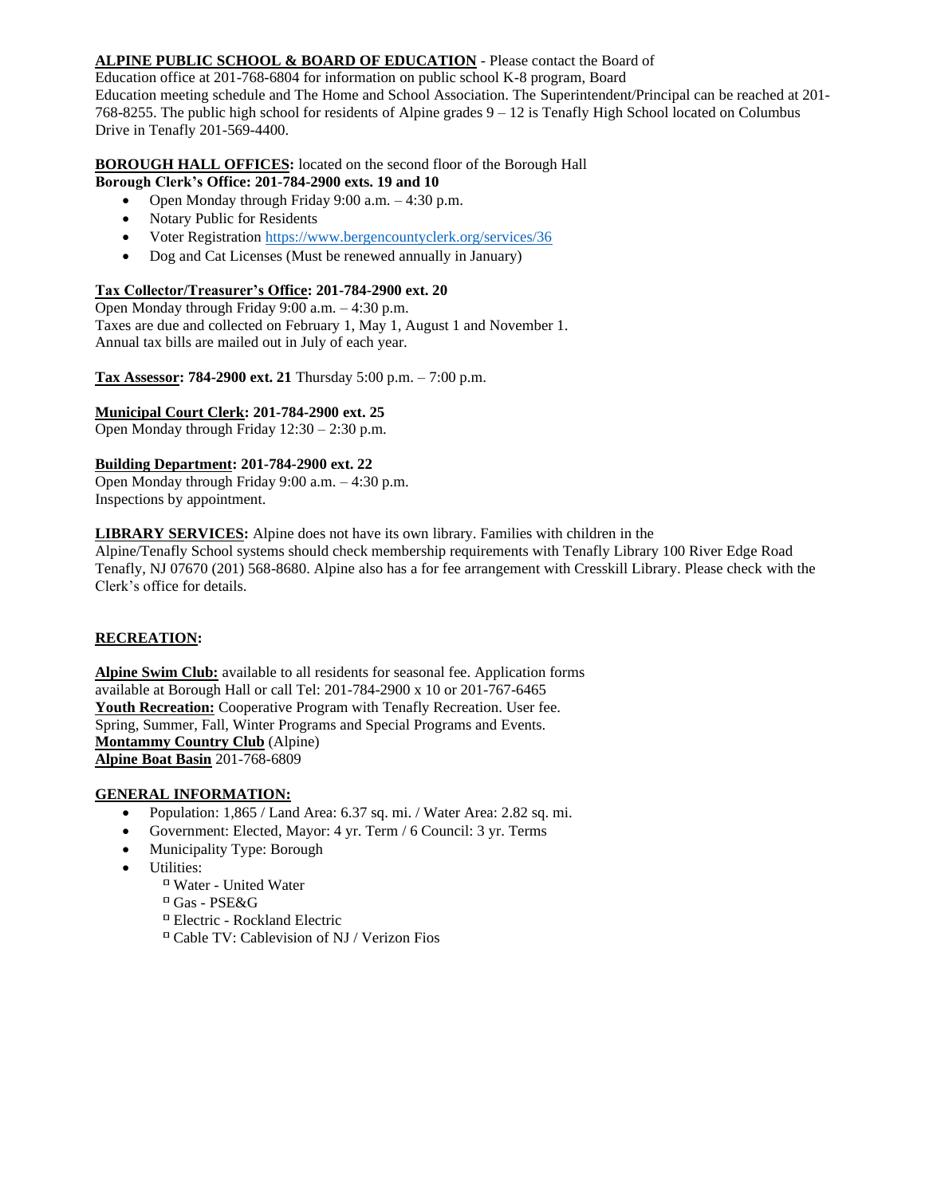**ALPINE PUBLIC SCHOOL & BOARD OF EDUCATION** - Please contact the Board of Education office at 201-768-6804 for information on public school K-8 program, Board Education meeting schedule and The Home and School Association. The Superintendent/Principal can be reached at 201-768-8255. The public high school for residents of Alpine grades 9 – 12 is Tenafly High School located on Columbus Drive in Tenafly 201-569-4400.

**BOROUGH HALL OFFICES:** located on the second floor of the Borough Hall

**Borough Clerk's Office: 201-784-2900 exts. 19 and 10**

- Open Monday through Friday 9:00 a.m. – 4:30 p.m.
- Notary Public for Residents
- Voter Registration https://www.bergencountyclerk.org/services/36
- Dog and Cat Licenses (Must be renewed annually in January)

**Tax Collector/Treasurer's Office: 201-784-2900 ext. 20**

Open Monday through Friday 9:00 a.m. – 4:30 p.m.
Taxes are due and collected on February 1, May 1, August 1 and November 1.
Annual tax bills are mailed out in July of each year.

**Tax Assessor: 784-2900 ext. 21** Thursday 5:00 p.m. – 7:00 p.m.

**Municipal Court Clerk: 201-784-2900 ext. 25**

Open Monday through Friday 12:30 – 2:30 p.m.

**Building Department: 201-784-2900 ext. 22**

Open Monday through Friday 9:00 a.m. – 4:30 p.m.
Inspections by appointment.

**LIBRARY SERVICES:** Alpine does not have its own library. Families with children in the Alpine/Tenafly School systems should check membership requirements with Tenafly Library 100 River Edge Road Tenafly, NJ 07670 (201) 568-8680. Alpine also has a for fee arrangement with Cresskill Library. Please check with the Clerk's office for details.

**RECREATION:**

**Alpine Swim Club:** available to all residents for seasonal fee. Application forms available at Borough Hall or call Tel: 201-784-2900 x 10 or 201-767-6465
**Youth Recreation:** Cooperative Program with Tenafly Recreation. User fee. Spring, Summer, Fall, Winter Programs and Special Programs and Events.
**Montammy Country Club** (Alpine)
**Alpine Boat Basin** 201-768-6809

**GENERAL INFORMATION:**

- Population: 1,865 / Land Area: 6.37 sq. mi. / Water Area: 2.82 sq. mi.
- Government: Elected, Mayor: 4 yr. Term / 6 Council: 3 yr. Terms
- Municipality Type: Borough
- Utilities:
  - Water - United Water
  - Gas - PSE&G
  - Electric - Rockland Electric
  - Cable TV: Cablevision of NJ / Verizon Fios